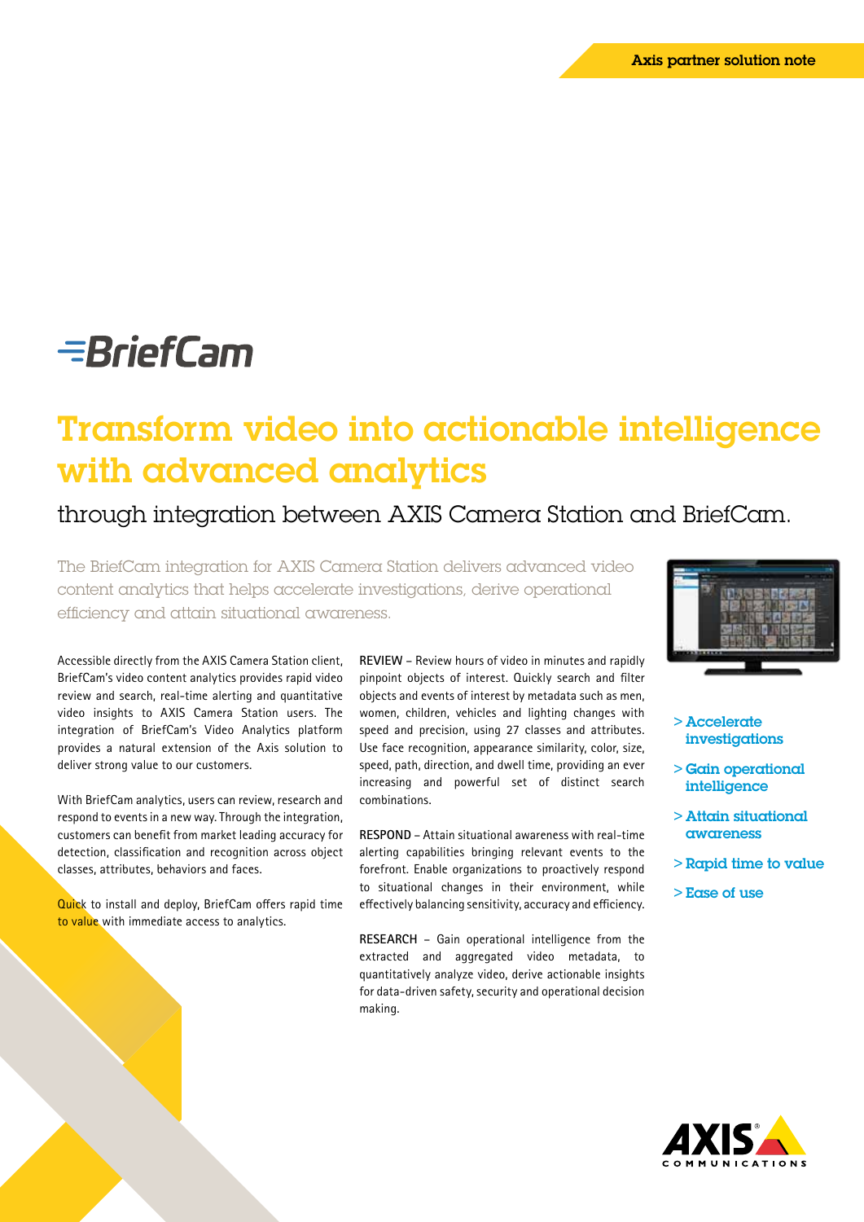Axis partner solution note

BriefCam

# Transform video into actionable intelligence with advanced analytics

## through integration between AXIS Camera Station and BriefCam.

The BriefCam integration for AXIS Camera Station delivers advanced video content analytics that helps accelerate investigations, derive operational efficiency and attain situational awareness.

Accessible directly from the AXIS Camera Station client, BriefCam's video content analytics provides rapid video review and search, real-time alerting and quantitative video insights to AXIS Camera Station users. The integration of BriefCam's Video Analytics platform provides a natural extension of the Axis solution to deliver strong value to our customers.

With BriefCam analytics, users can review, research and respond to events in a new way. Through the integration, customers can benefit from market leading accuracy for detection, classification and recognition across object classes, attributes, behaviors and faces.

Quick to install and deploy, BriefCam offers rapid time to value with immediate access to analytics.

**REVIEW** – Review hours of video in minutes and rapidly pinpoint objects of interest. Quickly search and filter objects and events of interest by metadata such as men, women, children, vehicles and lighting changes with speed and precision, using 27 classes and attributes. Use face recognition, appearance similarity, color, size, speed, path, direction, and dwell time, providing an ever increasing and powerful set of distinct search combinations.

**RESPOND** – Attain situational awareness with real-time alerting capabilities bringing relevant events to the forefront. Enable organizations to proactively respond to situational changes in their environment, while effectively balancing sensitivity, accuracy and efficiency.

**RESEARCH** – Gain operational intelligence from the extracted and aggregated video metadata, to quantitatively analyze video, derive actionable insights for data-driven safety, security and operational decision making.

- > Accelerate investigations
- > Gain operational intelligence
- > Attain situational awareness
- > Rapid time to value
- > Ease of use

AXIS COMMUNICATIONS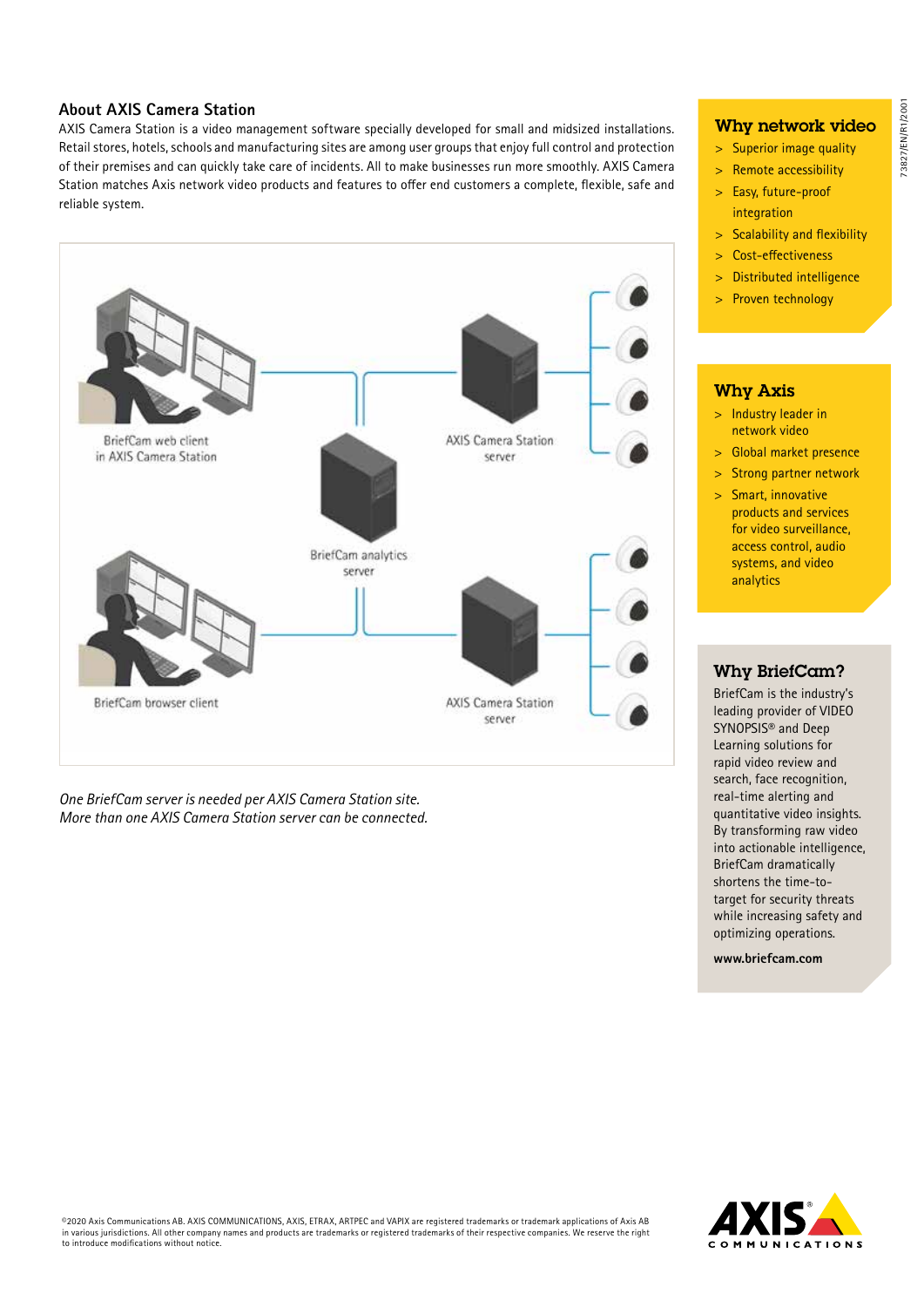## About AXIS Camera Station

AXIS Camera Station is a video management software specially developed for small and midsized installations. Retail stores, hotels, schools and manufacturing sites are among user groups that enjoy full control and protection of their premises and can quickly take care of incidents. All to make businesses run more smoothly. AXIS Camera Station matches Axis network video products and features to offer end customers a complete, flexible, safe and reliable system.

BriefCam web client in AXIS Camera Station

AXIS Camera Station server

BriefCam analytics server

BriefCam browser client

AXIS Camera Station server

*One BriefCam server is needed per AXIS Camera Station site.*
*More than one AXIS Camera Station server can be connected.*

## Why network video

- Superior image quality
- Remote accessibility
- Easy, future-proof integration
- Scalability and flexibility
- Cost-effectiveness
- Distributed intelligence
- Proven technology

## Why Axis

- Industry leader in network video
- Global market presence
- Strong partner network
- Smart, innovative products and services for video surveillance, access control, audio systems, and video analytics

## Why BriefCam?

BriefCam is the industry's leading provider of VIDEO SYNOPSIS® and Deep Learning solutions for rapid video review and search, face recognition, real-time alerting and quantitative video insights. By transforming raw video into actionable intelligence, BriefCam dramatically shortens the time-to-target for security threats while increasing safety and optimizing operations.

**www.briefcam.com**

©2020 Axis Communications AB. AXIS COMMUNICATIONS, AXIS, ETRAX, ARTPEC and VAPIX are registered trademarks or trademark applications of Axis AB in various jurisdictions. All other company names and products are trademarks or registered trademarks of their respective companies. We reserve the right to introduce modifications without notice.

73827/EN/R1/2001